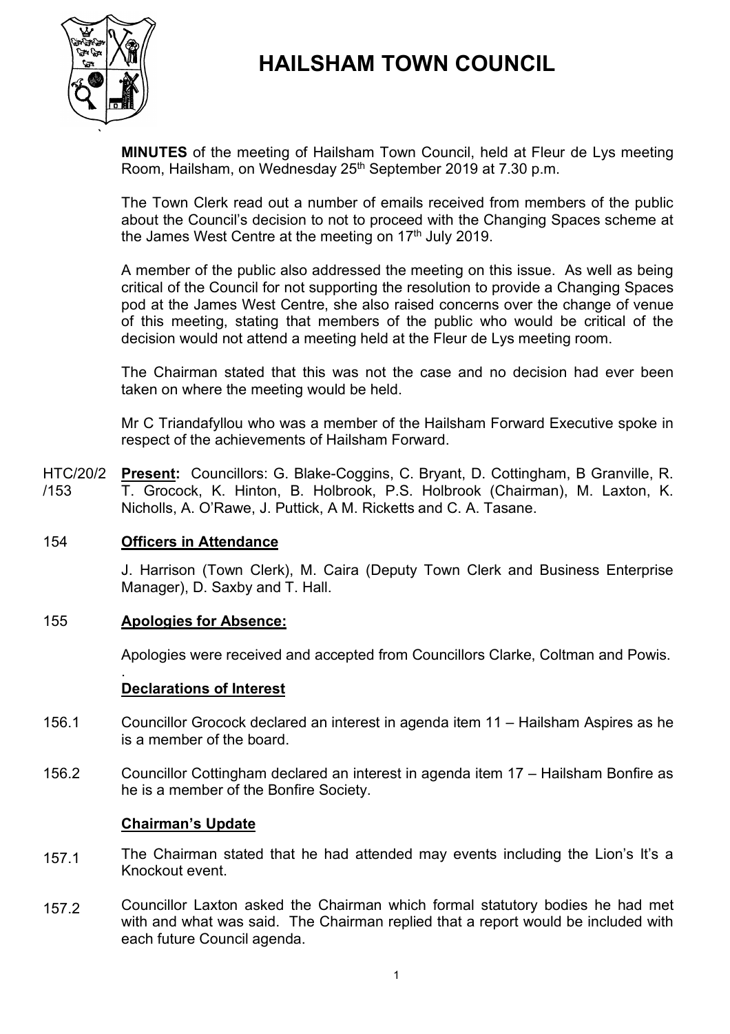# HAILSHAM TOWN COUNCIL

**MINUTES** of the meeting of Hailsham Town Council, held at Fleur de Lys meeting Room, Hailsham, on Wednesday 25th September 2019 at 7.30 p.m.

The Town Clerk read out a number of emails received from members of the public about the Council's decision to not to proceed with the Changing Spaces scheme at the James West Centre at the meeting on 17th July 2019.

A member of the public also addressed the meeting on this issue. As well as being critical of the Council for not supporting the resolution to provide a Changing Spaces pod at the James West Centre, she also raised concerns over the change of venue of this meeting, stating that members of the public who would be critical of the decision would not attend a meeting held at the Fleur de Lys meeting room.

The Chairman stated that this was not the case and no decision had ever been taken on where the meeting would be held.

Mr C Triandafyllou who was a member of the Hailsham Forward Executive spoke in respect of the achievements of Hailsham Forward.

HTC/20/2/153 **Present:** Councillors: G. Blake-Coggins, C. Bryant, D. Cottingham, B Granville, R. T. Grocock, K. Hinton, B. Holbrook, P.S. Holbrook (Chairman), M. Laxton, K. Nicholls, A. O'Rawe, J. Puttick, A M. Ricketts and C. A. Tasane.

154 **Officers in Attendance**

J. Harrison (Town Clerk), M. Caira (Deputy Town Clerk and Business Enterprise Manager), D. Saxby and T. Hall.

155 **Apologies for Absence:**

Apologies were received and accepted from Councillors Clarke, Coltman and Powis.

**Declarations of Interest**

156.1 Councillor Grocock declared an interest in agenda item 11 – Hailsham Aspires as he is a member of the board.

156.2 Councillor Cottingham declared an interest in agenda item 17 – Hailsham Bonfire as he is a member of the Bonfire Society.

**Chairman's Update**

157.1 The Chairman stated that he had attended may events including the Lion's It's a Knockout event.

157.2 Councillor Laxton asked the Chairman which formal statutory bodies he had met with and what was said. The Chairman replied that a report would be included with each future Council agenda.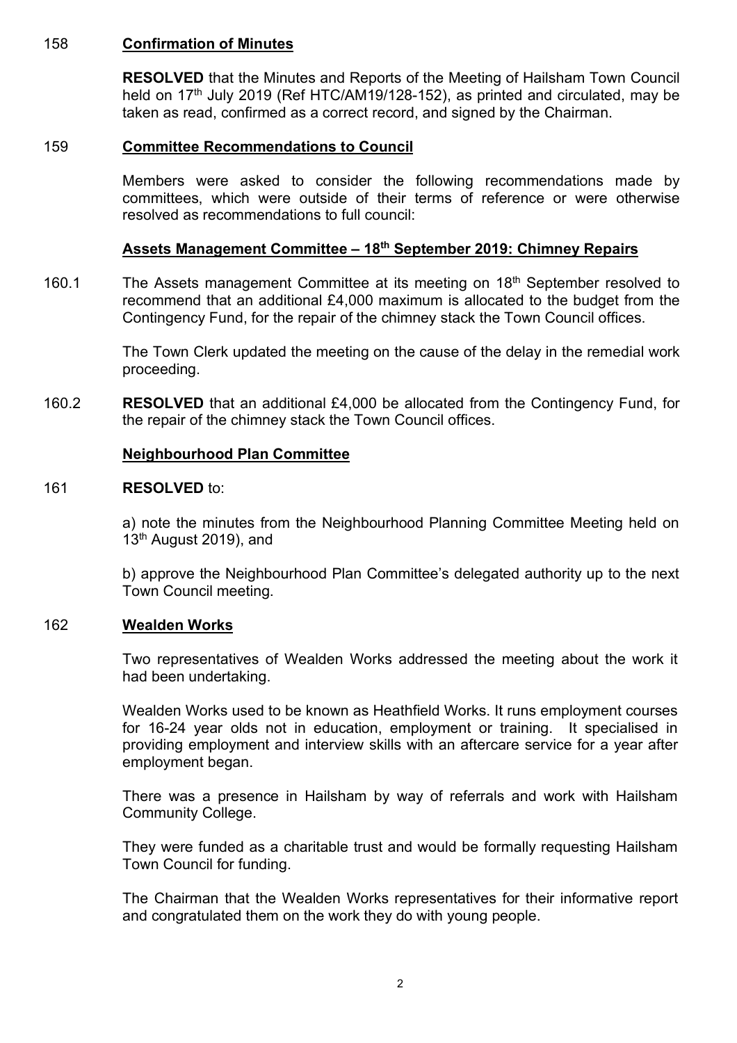158 **Confirmation of Minutes**

**RESOLVED** that the Minutes and Reports of the Meeting of Hailsham Town Council held on 17th July 2019 (Ref HTC/AM19/128-152), as printed and circulated, may be taken as read, confirmed as a correct record, and signed by the Chairman.

159 **Committee Recommendations to Council**

Members were asked to consider the following recommendations made by committees, which were outside of their terms of reference or were otherwise resolved as recommendations to full council:

**Assets Management Committee – 18th September 2019: Chimney Repairs**

160.1 The Assets management Committee at its meeting on 18th September resolved to recommend that an additional £4,000 maximum is allocated to the budget from the Contingency Fund, for the repair of the chimney stack the Town Council offices.

The Town Clerk updated the meeting on the cause of the delay in the remedial work proceeding.

160.2 **RESOLVED** that an additional £4,000 be allocated from the Contingency Fund, for the repair of the chimney stack the Town Council offices.

**Neighbourhood Plan Committee**

161 **RESOLVED** to:

a) note the minutes from the Neighbourhood Planning Committee Meeting held on 13th August 2019), and

b) approve the Neighbourhood Plan Committee's delegated authority up to the next Town Council meeting.

162 **Wealden Works**

Two representatives of Wealden Works addressed the meeting about the work it had been undertaking.

Wealden Works used to be known as Heathfield Works. It runs employment courses for 16-24 year olds not in education, employment or training. It specialised in providing employment and interview skills with an aftercare service for a year after employment began.

There was a presence in Hailsham by way of referrals and work with Hailsham Community College.

They were funded as a charitable trust and would be formally requesting Hailsham Town Council for funding.

The Chairman that the Wealden Works representatives for their informative report and congratulated them on the work they do with young people.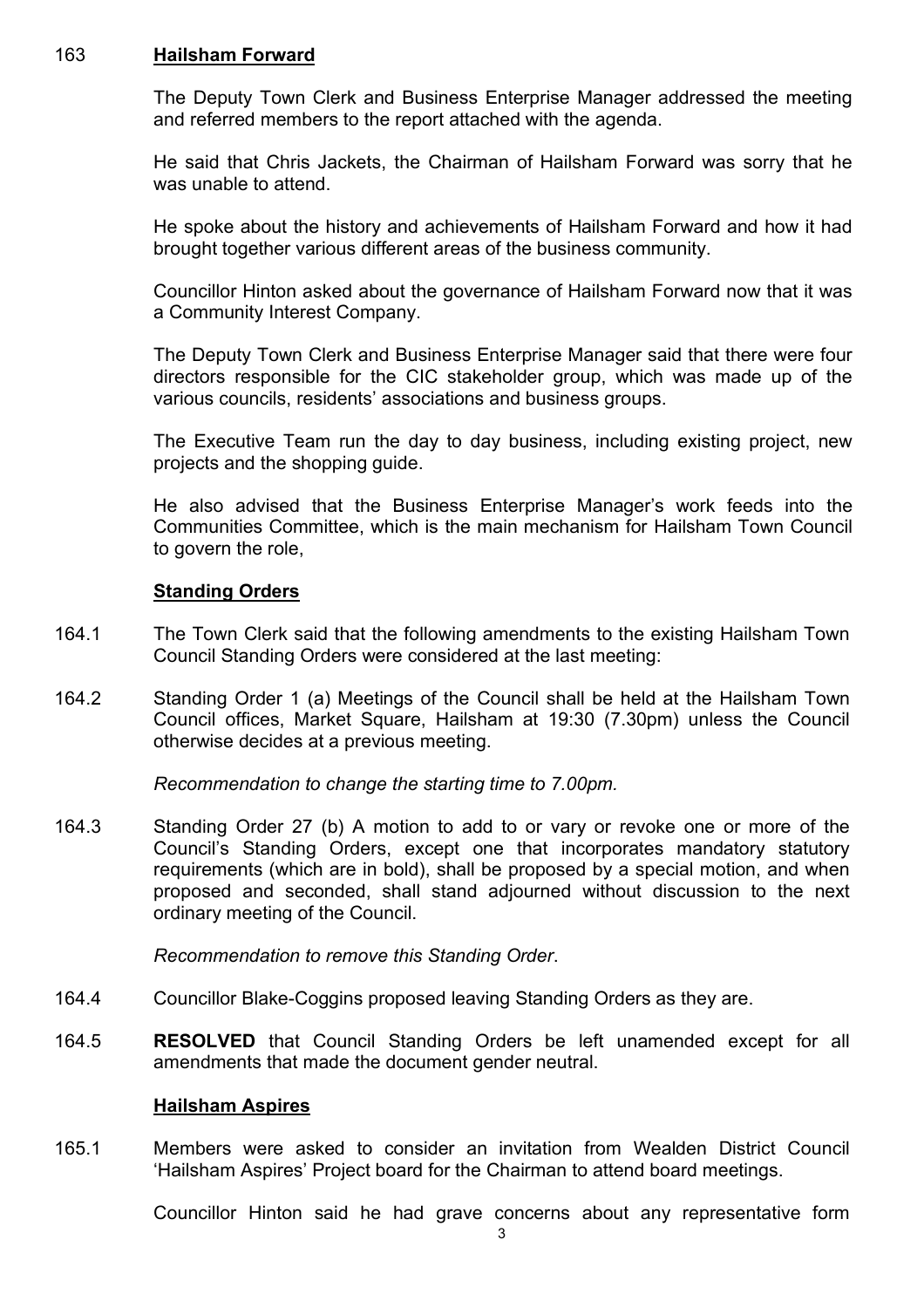163 **Hailsham Forward**

The Deputy Town Clerk and Business Enterprise Manager addressed the meeting and referred members to the report attached with the agenda.

He said that Chris Jackets, the Chairman of Hailsham Forward was sorry that he was unable to attend.

He spoke about the history and achievements of Hailsham Forward and how it had brought together various different areas of the business community.

Councillor Hinton asked about the governance of Hailsham Forward now that it was a Community Interest Company.

The Deputy Town Clerk and Business Enterprise Manager said that there were four directors responsible for the CIC stakeholder group, which was made up of the various councils, residents' associations and business groups.

The Executive Team run the day to day business, including existing project, new projects and the shopping guide.

He also advised that the Business Enterprise Manager's work feeds into the Communities Committee, which is the main mechanism for Hailsham Town Council to govern the role,

**Standing Orders**

164.1 The Town Clerk said that the following amendments to the existing Hailsham Town Council Standing Orders were considered at the last meeting:

164.2 Standing Order 1 (a) Meetings of the Council shall be held at the Hailsham Town Council offices, Market Square, Hailsham at 19:30 (7.30pm) unless the Council otherwise decides at a previous meeting.

*Recommendation to change the starting time to 7.00pm.*

164.3 Standing Order 27 (b) A motion to add to or vary or revoke one or more of the Council's Standing Orders, except one that incorporates mandatory statutory requirements (which are in bold), shall be proposed by a special motion, and when proposed and seconded, shall stand adjourned without discussion to the next ordinary meeting of the Council.

*Recommendation to remove this Standing Order*.

164.4 Councillor Blake-Coggins proposed leaving Standing Orders as they are.

164.5 **RESOLVED** that Council Standing Orders be left unamended except for all amendments that made the document gender neutral.

**Hailsham Aspires**

165.1 Members were asked to consider an invitation from Wealden District Council 'Hailsham Aspires' Project board for the Chairman to attend board meetings.

Councillor Hinton said he had grave concerns about any representative form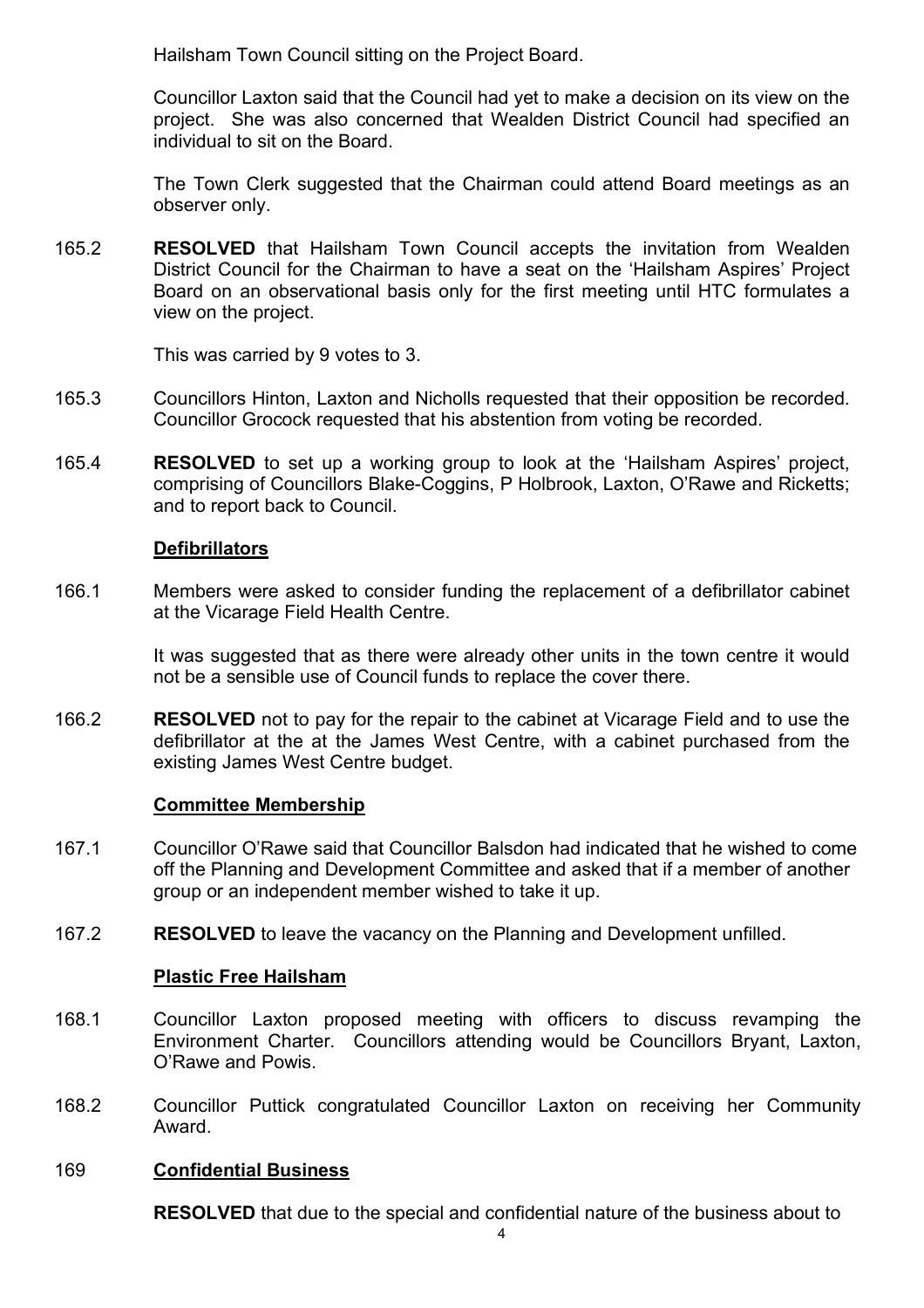Hailsham Town Council sitting on the Project Board.

Councillor Laxton said that the Council had yet to make a decision on its view on the project. She was also concerned that Wealden District Council had specified an individual to sit on the Board.

The Town Clerk suggested that the Chairman could attend Board meetings as an observer only.

165.2 **RESOLVED** that Hailsham Town Council accepts the invitation from Wealden District Council for the Chairman to have a seat on the 'Hailsham Aspires' Project Board on an observational basis only for the first meeting until HTC formulates a view on the project.

This was carried by 9 votes to 3.

165.3 Councillors Hinton, Laxton and Nicholls requested that their opposition be recorded. Councillor Grocock requested that his abstention from voting be recorded.

165.4 **RESOLVED** to set up a working group to look at the 'Hailsham Aspires' project, comprising of Councillors Blake-Coggins, P Holbrook, Laxton, O'Rawe and Ricketts; and to report back to Council.

**Defibrillators**

166.1 Members were asked to consider funding the replacement of a defibrillator cabinet at the Vicarage Field Health Centre.

It was suggested that as there were already other units in the town centre it would not be a sensible use of Council funds to replace the cover there.

166.2 **RESOLVED** not to pay for the repair to the cabinet at Vicarage Field and to use the defibrillator at the at the James West Centre, with a cabinet purchased from the existing James West Centre budget.

**Committee Membership**

167.1 Councillor O'Rawe said that Councillor Balsdon had indicated that he wished to come off the Planning and Development Committee and asked that if a member of another group or an independent member wished to take it up.

167.2 **RESOLVED** to leave the vacancy on the Planning and Development unfilled.

**Plastic Free Hailsham**

168.1 Councillor Laxton proposed meeting with officers to discuss revamping the Environment Charter. Councillors attending would be Councillors Bryant, Laxton, O'Rawe and Powis.

168.2 Councillor Puttick congratulated Councillor Laxton on receiving her Community Award.

169 **Confidential Business**

**RESOLVED** that due to the special and confidential nature of the business about to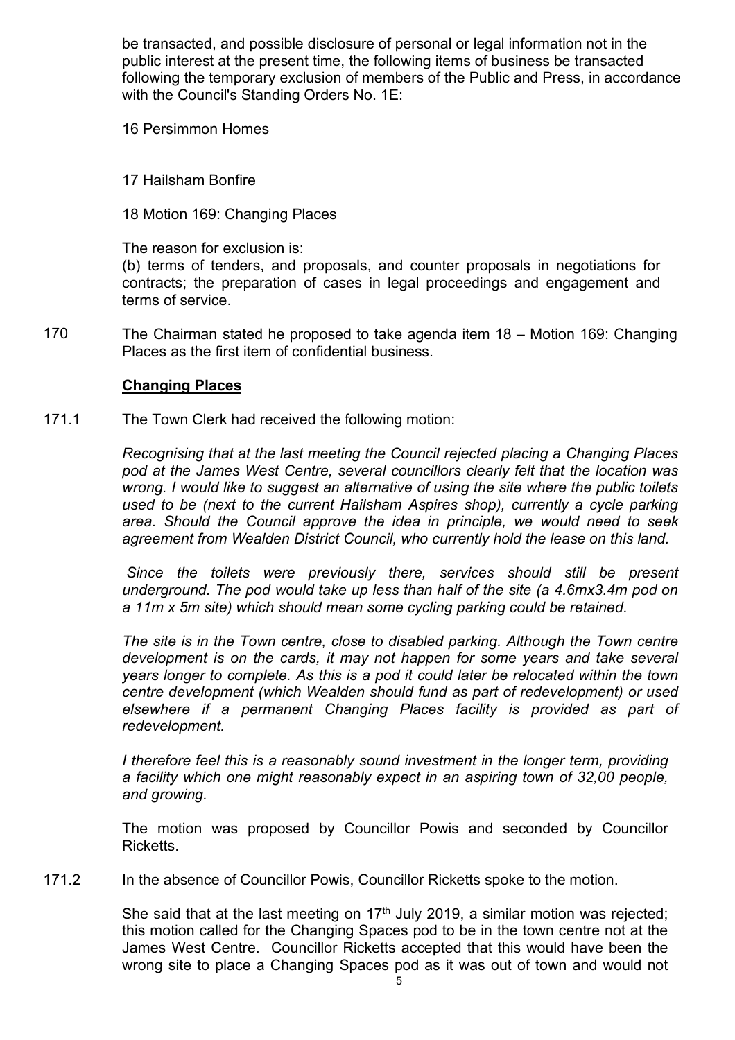be transacted, and possible disclosure of personal or legal information not in the public interest at the present time, the following items of business be transacted following the temporary exclusion of members of the Public and Press, in accordance with the Council's Standing Orders No. 1E:

16 Persimmon Homes

17 Hailsham Bonfire

18 Motion 169: Changing Places

The reason for exclusion is:
(b) terms of tenders, and proposals, and counter proposals in negotiations for contracts; the preparation of cases in legal proceedings and engagement and terms of service.

170 The Chairman stated he proposed to take agenda item 18 – Motion 169: Changing Places as the first item of confidential business.

**Changing Places**

171.1 The Town Clerk had received the following motion:

*Recognising that at the last meeting the Council rejected placing a Changing Places pod at the James West Centre, several councillors clearly felt that the location was wrong. I would like to suggest an alternative of using the site where the public toilets used to be (next to the current Hailsham Aspires shop), currently a cycle parking area. Should the Council approve the idea in principle, we would need to seek agreement from Wealden District Council, who currently hold the lease on this land.*

*Since the toilets were previously there, services should still be present underground. The pod would take up less than half of the site (a 4.6mx3.4m pod on a 11m x 5m site) which should mean some cycling parking could be retained.*

*The site is in the Town centre, close to disabled parking. Although the Town centre development is on the cards, it may not happen for some years and take several years longer to complete. As this is a pod it could later be relocated within the town centre development (which Wealden should fund as part of redevelopment) or used elsewhere if a permanent Changing Places facility is provided as part of redevelopment.*

*I therefore feel this is a reasonably sound investment in the longer term, providing a facility which one might reasonably expect in an aspiring town of 32,00 people, and growing.*

The motion was proposed by Councillor Powis and seconded by Councillor Ricketts.

171.2 In the absence of Councillor Powis, Councillor Ricketts spoke to the motion.

She said that at the last meeting on 17th July 2019, a similar motion was rejected; this motion called for the Changing Spaces pod to be in the town centre not at the James West Centre. Councillor Ricketts accepted that this would have been the wrong site to place a Changing Spaces pod as it was out of town and would not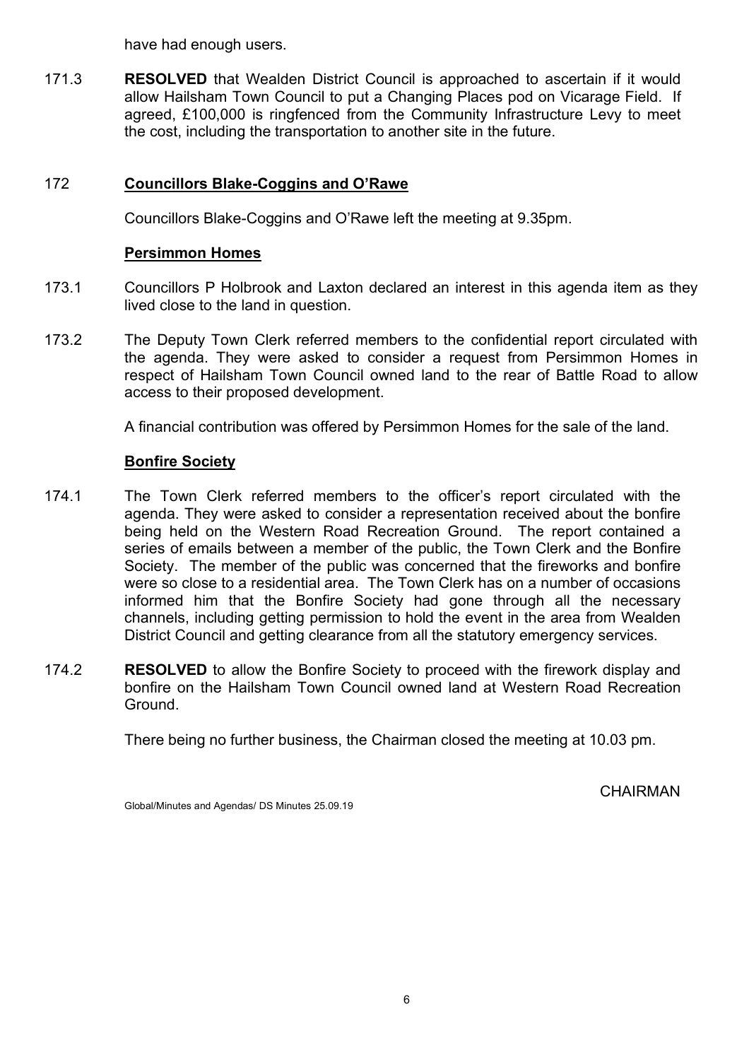have had enough users.

171.3 **RESOLVED** that Wealden District Council is approached to ascertain if it would allow Hailsham Town Council to put a Changing Places pod on Vicarage Field. If agreed, £100,000 is ringfenced from the Community Infrastructure Levy to meet the cost, including the transportation to another site in the future.

## 172 Councillors Blake-Coggins and O'Rawe

Councillors Blake-Coggins and O'Rawe left the meeting at 9.35pm.

## Persimmon Homes

173.1 Councillors P Holbrook and Laxton declared an interest in this agenda item as they lived close to the land in question.

173.2 The Deputy Town Clerk referred members to the confidential report circulated with the agenda. They were asked to consider a request from Persimmon Homes in respect of Hailsham Town Council owned land to the rear of Battle Road to allow access to their proposed development.

A financial contribution was offered by Persimmon Homes for the sale of the land.

## Bonfire Society

174.1 The Town Clerk referred members to the officer's report circulated with the agenda. They were asked to consider a representation received about the bonfire being held on the Western Road Recreation Ground. The report contained a series of emails between a member of the public, the Town Clerk and the Bonfire Society. The member of the public was concerned that the fireworks and bonfire were so close to a residential area. The Town Clerk has on a number of occasions informed him that the Bonfire Society had gone through all the necessary channels, including getting permission to hold the event in the area from Wealden District Council and getting clearance from all the statutory emergency services.

174.2 **RESOLVED** to allow the Bonfire Society to proceed with the firework display and bonfire on the Hailsham Town Council owned land at Western Road Recreation Ground.

There being no further business, the Chairman closed the meeting at 10.03 pm.

CHAIRMAN

Global/Minutes and Agendas/ DS Minutes 25.09.19